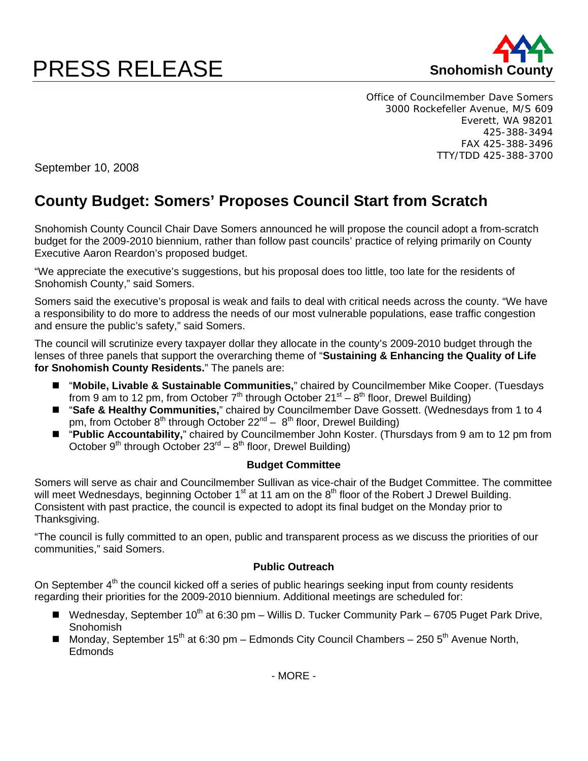# PRESS RELEASE

**Snohomish County**

Office of Councilmember Dave Somers
3000 Rockefeller Avenue, M/S 609
Everett, WA 98201
425-388-3494
FAX 425-388-3496
TTY/TDD 425-388-3700

September 10, 2008

## County Budget: Somers' Proposes Council Start from Scratch

Snohomish County Council Chair Dave Somers announced he will propose the council adopt a from-scratch budget for the 2009-2010 biennium, rather than follow past councils' practice of relying primarily on County Executive Aaron Reardon's proposed budget.

"We appreciate the executive's suggestions, but his proposal does too little, too late for the residents of Snohomish County," said Somers.

Somers said the executive's proposal is weak and fails to deal with critical needs across the county. "We have a responsibility to do more to address the needs of our most vulnerable populations, ease traffic congestion and ensure the public's safety," said Somers.

The council will scrutinize every taxpayer dollar they allocate in the county's 2009-2010 budget through the lenses of three panels that support the overarching theme of "**Sustaining & Enhancing the Quality of Life for Snohomish County Residents.**" The panels are:

- "**Mobile, Livable & Sustainable Communities,**" chaired by Councilmember Mike Cooper. (Tuesdays from 9 am to 12 pm, from October 7th through October 21st – 8th floor, Drewel Building)
- "**Safe & Healthy Communities,**" chaired by Councilmember Dave Gossett. (Wednesdays from 1 to 4 pm, from October 8th through October 22nd – 8th floor, Drewel Building)
- "**Public Accountability,**" chaired by Councilmember John Koster. (Thursdays from 9 am to 12 pm from October 9th through October 23rd – 8th floor, Drewel Building)

### Budget Committee

Somers will serve as chair and Councilmember Sullivan as vice-chair of the Budget Committee. The committee will meet Wednesdays, beginning October 1st at 11 am on the 8th floor of the Robert J Drewel Building. Consistent with past practice, the council is expected to adopt its final budget on the Monday prior to Thanksgiving.

"The council is fully committed to an open, public and transparent process as we discuss the priorities of our communities," said Somers.

### Public Outreach

On September 4th the council kicked off a series of public hearings seeking input from county residents regarding their priorities for the 2009-2010 biennium. Additional meetings are scheduled for:

- Wednesday, September 10th at 6:30 pm – Willis D. Tucker Community Park – 6705 Puget Park Drive, Snohomish
- Monday, September 15th at 6:30 pm – Edmonds City Council Chambers – 250 5th Avenue North, Edmonds

- MORE -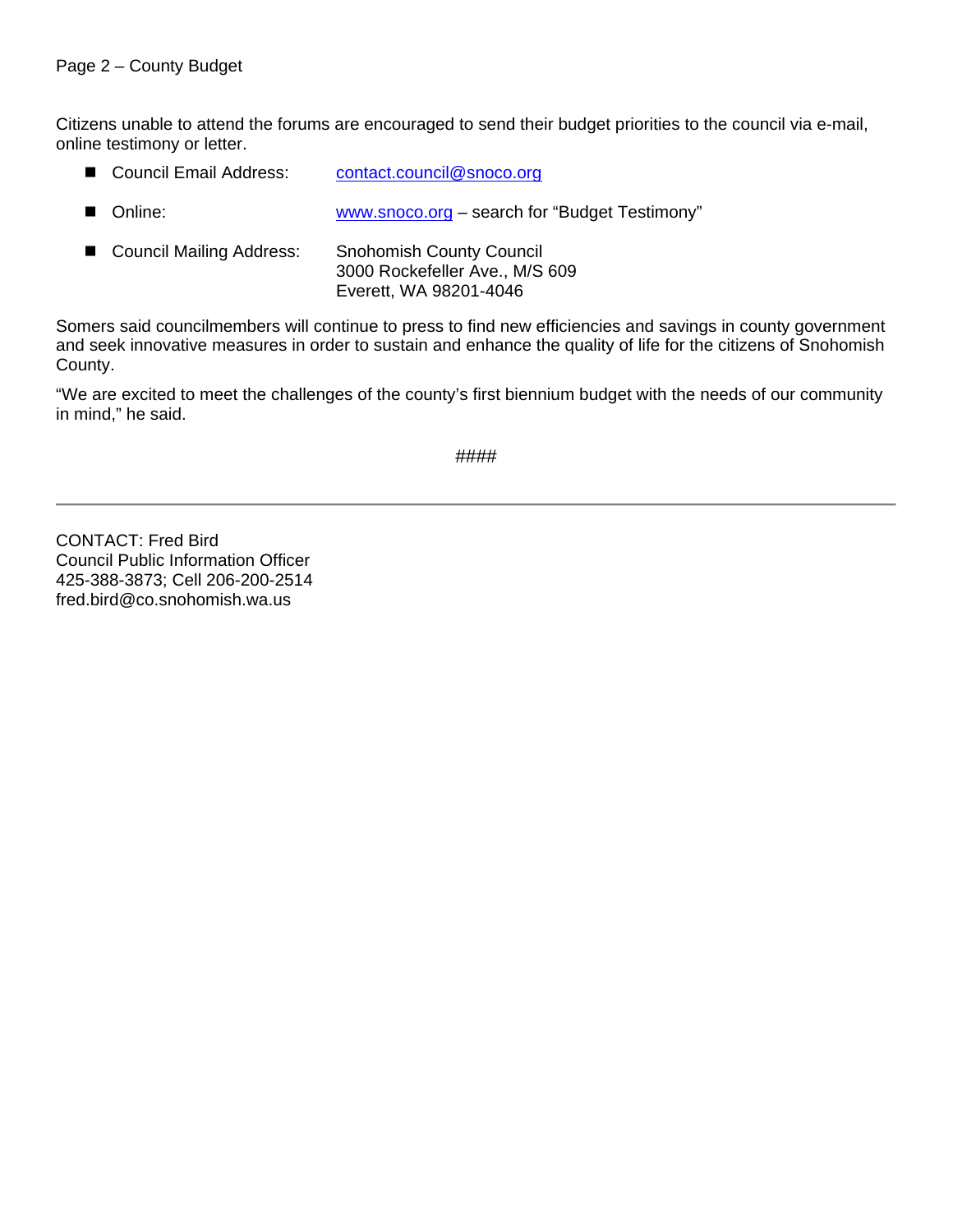Citizens unable to attend the forums are encouraged to send their budget priorities to the council via e-mail, online testimony or letter.

- Council Email Address: contact.council@snoco.org
- Online: www.snoco.org – search for "Budget Testimony"
- Council Mailing Address: Snohomish County Council
  3000 Rockefeller Ave., M/S 609
  Everett, WA 98201-4046

Somers said councilmembers will continue to press to find new efficiencies and savings in county government and seek innovative measures in order to sustain and enhance the quality of life for the citizens of Snohomish County.

"We are excited to meet the challenges of the county's first biennium budget with the needs of our community in mind," he said.

####

---

CONTACT: Fred Bird
Council Public Information Officer
425-388-3873; Cell 206-200-2514
fred.bird@co.snohomish.wa.us